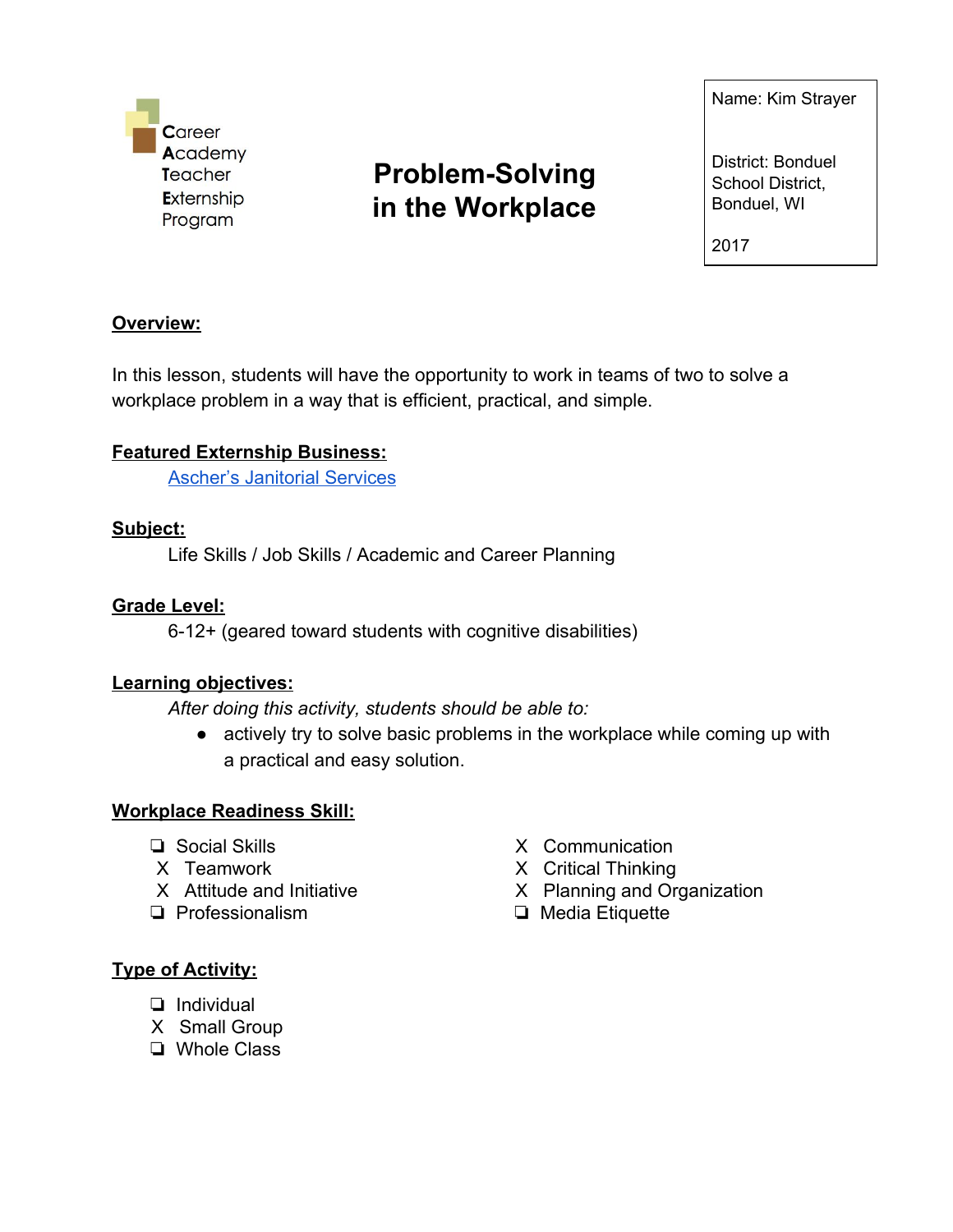Career Academy Teacher Externship Program

# Problem-Solving in the Workplace

Name: Kim Strayer

District: Bonduel School District, Bonduel, WI

2017

**Overview:**

In this lesson, students will have the opportunity to work in teams of two to solve a workplace problem in a way that is efficient, practical, and simple.

**Featured Externship Business:**

[Ascher's Janitorial Services]

**Subject:**

Life Skills / Job Skills / Academic and Career Planning

**Grade Level:**

6-12+ (geared toward students with cognitive disabilities)

**Learning objectives:**

*After doing this activity, students should be able to:*

- actively try to solve basic problems in the workplace while coming up with a practical and easy solution.

**Workplace Readiness Skill:**

- ❏ Social Skills
- X Teamwork
- X Attitude and Initiative
- ❏ Professionalism
- X Communication
- X Critical Thinking
- X Planning and Organization
- ❏ Media Etiquette

**Type of Activity:**

- ❏ Individual
- X Small Group
- ❏ Whole Class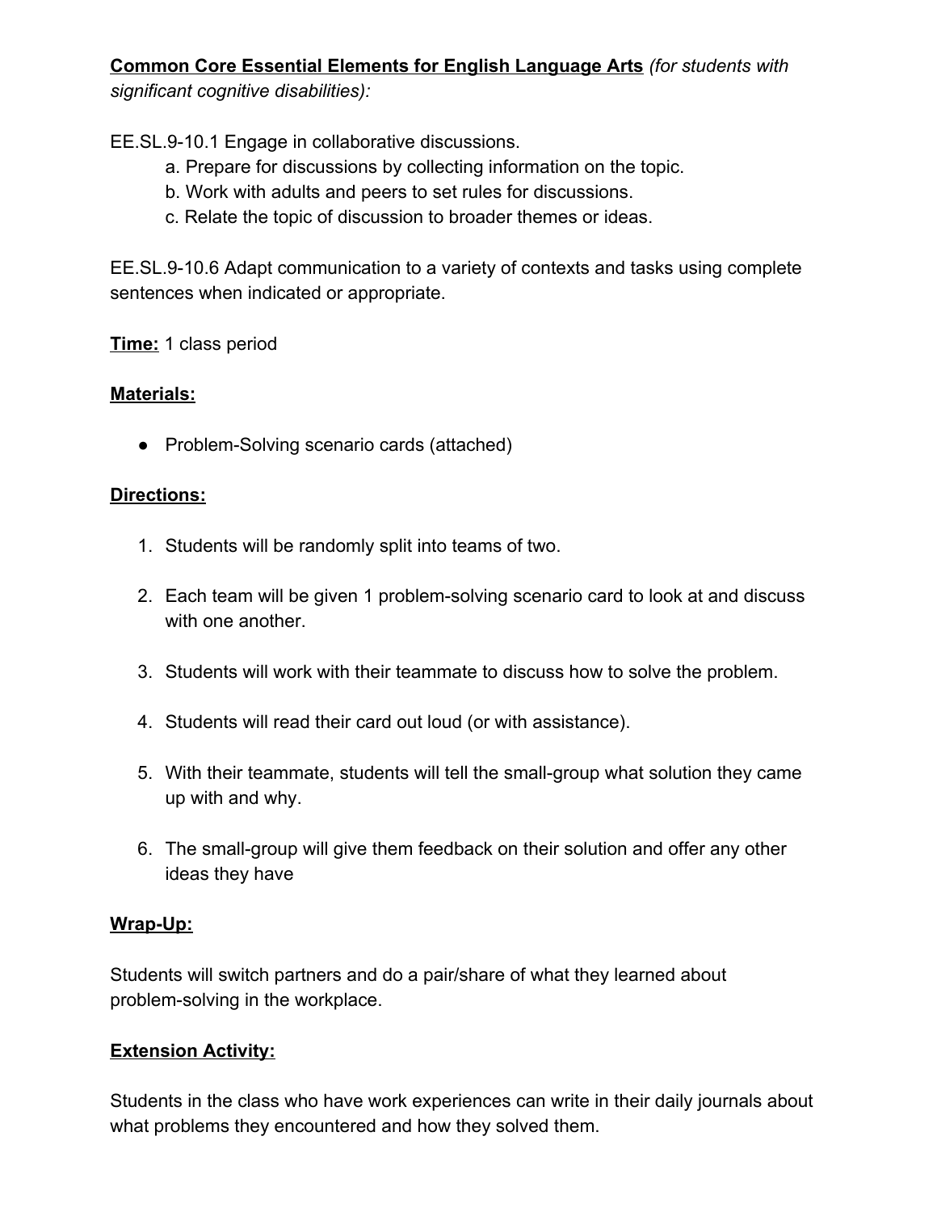**Common Core Essential Elements for English Language Arts** *(for students with significant cognitive disabilities):*

EE.SL.9-10.1 Engage in collaborative discussions.

a. Prepare for discussions by collecting information on the topic.
b. Work with adults and peers to set rules for discussions.
c. Relate the topic of discussion to broader themes or ideas.

EE.SL.9-10.6 Adapt communication to a variety of contexts and tasks using complete sentences when indicated or appropriate.

**Time:** 1 class period

**Materials:**

- Problem-Solving scenario cards (attached)

**Directions:**

1. Students will be randomly split into teams of two.
2. Each team will be given 1 problem-solving scenario card to look at and discuss with one another.
3. Students will work with their teammate to discuss how to solve the problem.
4. Students will read their card out loud (or with assistance).
5. With their teammate, students will tell the small-group what solution they came up with and why.
6. The small-group will give them feedback on their solution and offer any other ideas they have

**Wrap-Up:**

Students will switch partners and do a pair/share of what they learned about problem-solving in the workplace.

**Extension Activity:**

Students in the class who have work experiences can write in their daily journals about what problems they encountered and how they solved them.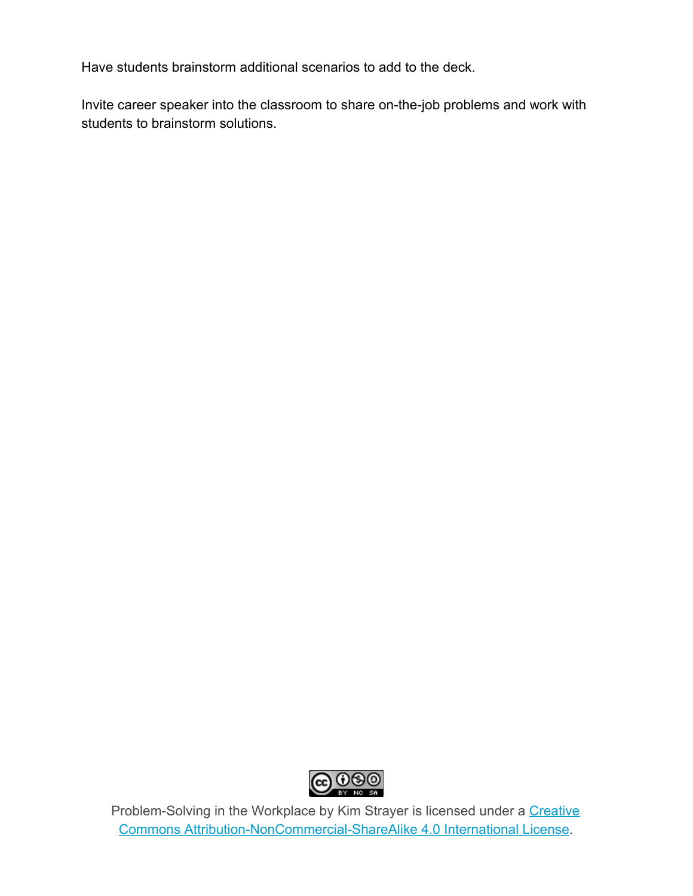Have students brainstorm additional scenarios to add to the deck.

Invite career speaker into the classroom to share on-the-job problems and work with students to brainstorm solutions.

Problem-Solving in the Workplace by Kim Strayer is licensed under a [Creative Commons Attribution-NonCommercial-ShareAlike 4.0 International License](http://creativecommons.org/licenses/by-nc-sa/4.0/).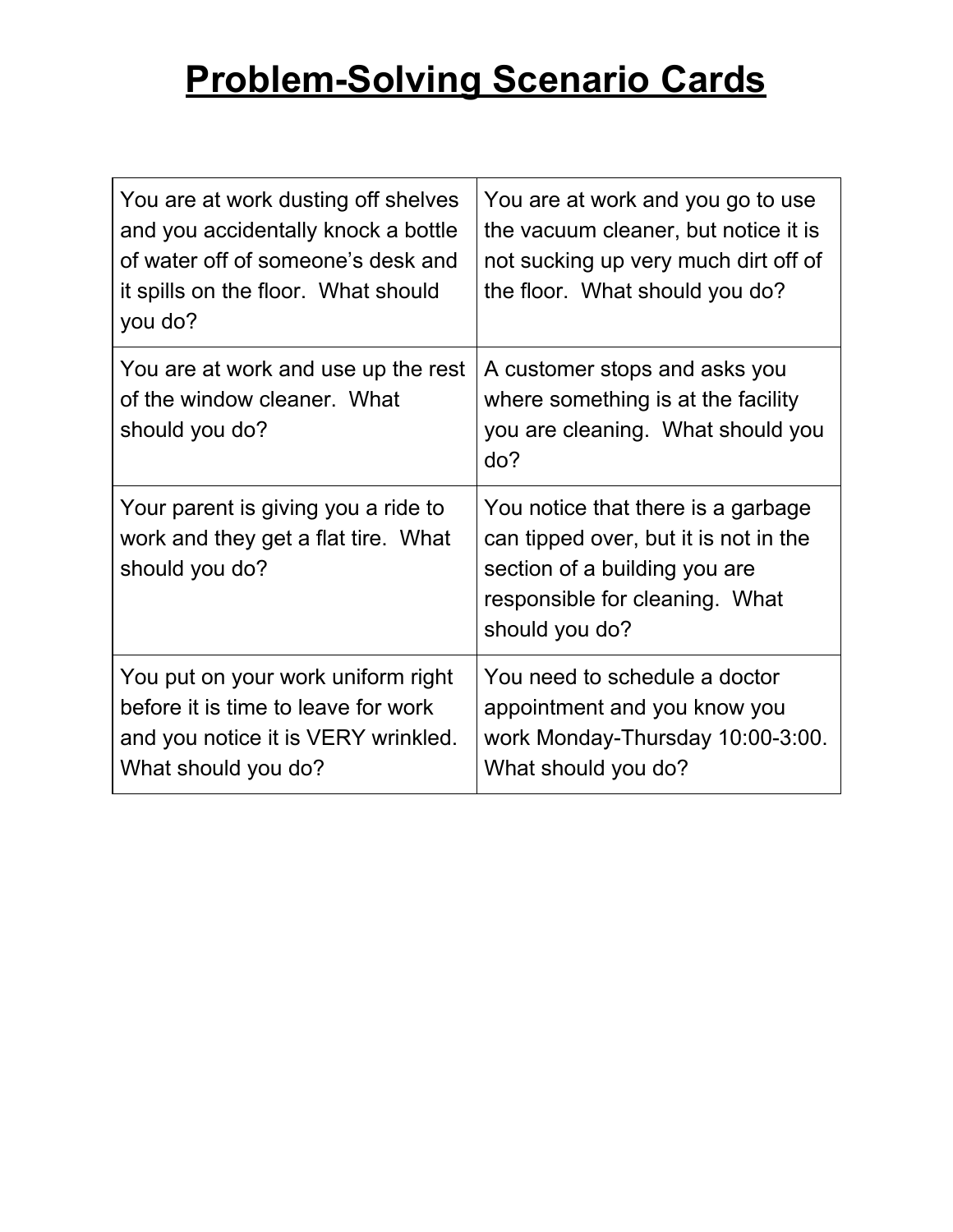# Problem-Solving Scenario Cards

| | |
|---|---|
| You are at work dusting off shelves and you accidentally knock a bottle of water off of someone's desk and it spills on the floor. What should you do? | You are at work and you go to use the vacuum cleaner, but notice it is not sucking up very much dirt off of the floor. What should you do? |
| You are at work and use up the rest of the window cleaner. What should you do? | A customer stops and asks you where something is at the facility you are cleaning. What should you do? |
| Your parent is giving you a ride to work and they get a flat tire. What should you do? | You notice that there is a garbage can tipped over, but it is not in the section of a building you are responsible for cleaning. What should you do? |
| You put on your work uniform right before it is time to leave for work and you notice it is VERY wrinkled. What should you do? | You need to schedule a doctor appointment and you know you work Monday-Thursday 10:00-3:00. What should you do? |